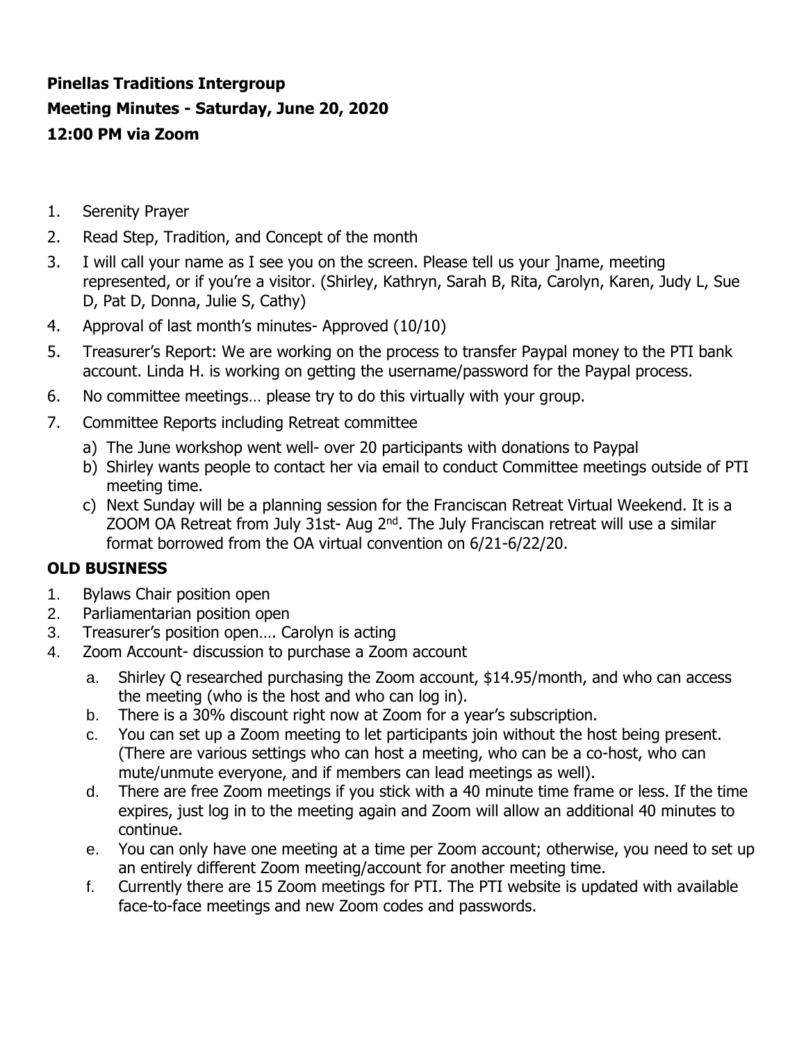**Pinellas Traditions Intergroup**
**Meeting Minutes - Saturday, June 20, 2020**
**12:00 PM via Zoom**

1. Serenity Prayer
2. Read Step, Tradition, and Concept of the month
3. I will call your name as I see you on the screen. Please tell us your ]name, meeting represented, or if you're a visitor. (Shirley, Kathryn, Sarah B, Rita, Carolyn, Karen, Judy L, Sue D, Pat D, Donna, Julie S, Cathy)
4. Approval of last month's minutes- Approved (10/10)
5. Treasurer's Report: We are working on the process to transfer Paypal money to the PTI bank account. Linda H. is working on getting the username/password for the Paypal process.
6. No committee meetings… please try to do this virtually with your group.
7. Committee Reports including Retreat committee
   a) The June workshop went well- over 20 participants with donations to Paypal
   b) Shirley wants people to contact her via email to conduct Committee meetings outside of PTI meeting time.
   c) Next Sunday will be a planning session for the Franciscan Retreat Virtual Weekend. It is a ZOOM OA Retreat from July 31st- Aug 2nd. The July Franciscan retreat will use a similar format borrowed from the OA virtual convention on 6/21-6/22/20.

**OLD BUSINESS**

1. Bylaws Chair position open
2. Parliamentarian position open
3. Treasurer's position open…. Carolyn is acting
4. Zoom Account- discussion to purchase a Zoom account
   a. Shirley Q researched purchasing the Zoom account, $14.95/month, and who can access the meeting (who is the host and who can log in).
   b. There is a 30% discount right now at Zoom for a year's subscription.
   c. You can set up a Zoom meeting to let participants join without the host being present. (There are various settings who can host a meeting, who can be a co-host, who can mute/unmute everyone, and if members can lead meetings as well).
   d. There are free Zoom meetings if you stick with a 40 minute time frame or less. If the time expires, just log in to the meeting again and Zoom will allow an additional 40 minutes to continue.
   e. You can only have one meeting at a time per Zoom account; otherwise, you need to set up an entirely different Zoom meeting/account for another meeting time.
   f. Currently there are 15 Zoom meetings for PTI. The PTI website is updated with available face-to-face meetings and new Zoom codes and passwords.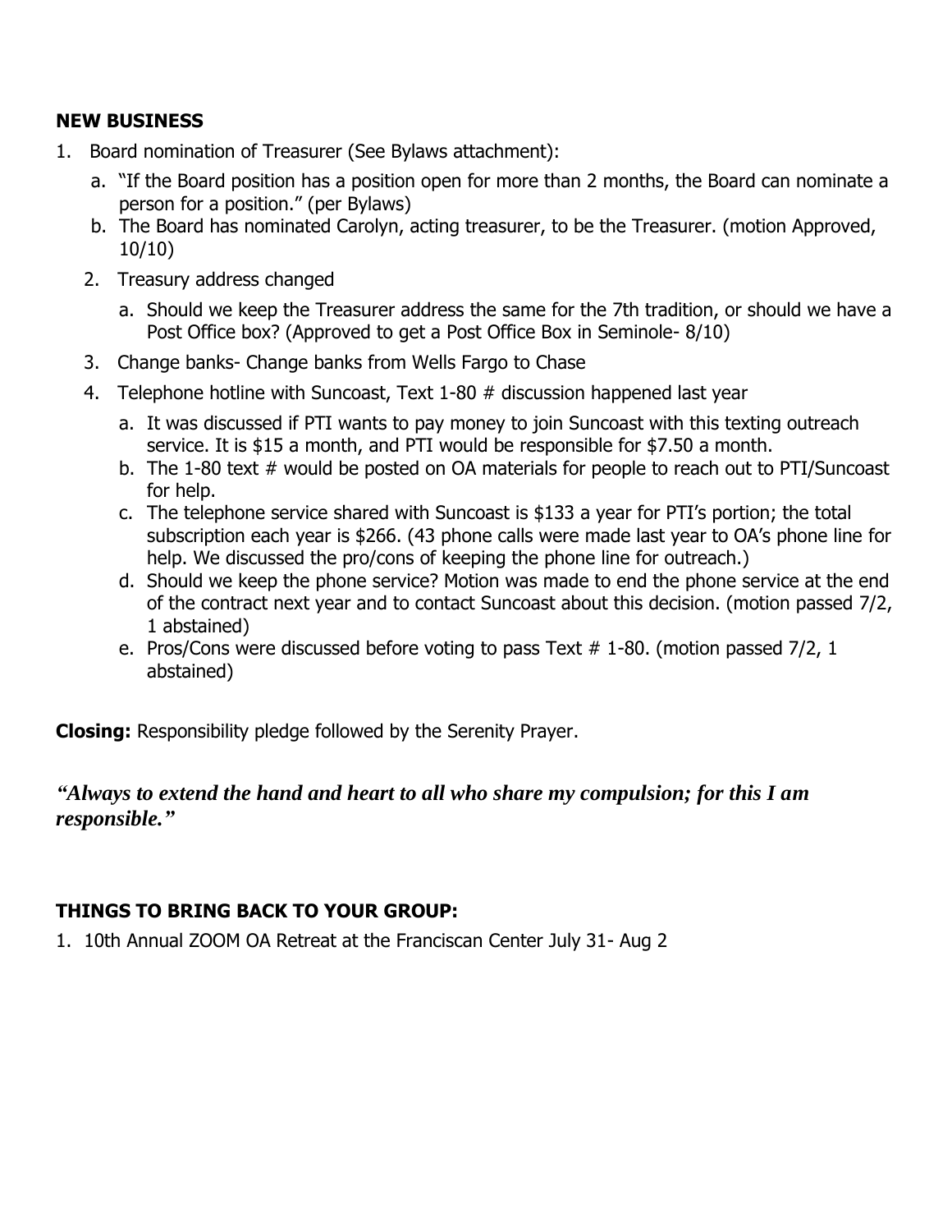**NEW BUSINESS**

1. Board nomination of Treasurer (See Bylaws attachment):
   a. "If the Board position has a position open for more than 2 months, the Board can nominate a person for a position." (per Bylaws)
   b. The Board has nominated Carolyn, acting treasurer, to be the Treasurer. (motion Approved, 10/10)
2. Treasury address changed
   a. Should we keep the Treasurer address the same for the 7th tradition, or should we have a Post Office box? (Approved to get a Post Office Box in Seminole- 8/10)
3. Change banks- Change banks from Wells Fargo to Chase
4. Telephone hotline with Suncoast, Text 1-80 # discussion happened last year
   a. It was discussed if PTI wants to pay money to join Suncoast with this texting outreach service. It is $15 a month, and PTI would be responsible for $7.50 a month.
   b. The 1-80 text # would be posted on OA materials for people to reach out to PTI/Suncoast for help.
   c. The telephone service shared with Suncoast is $133 a year for PTI's portion; the total subscription each year is $266. (43 phone calls were made last year to OA's phone line for help. We discussed the pro/cons of keeping the phone line for outreach.)
   d. Should we keep the phone service? Motion was made to end the phone service at the end of the contract next year and to contact Suncoast about this decision. (motion passed 7/2, 1 abstained)
   e. Pros/Cons were discussed before voting to pass Text # 1-80. (motion passed 7/2, 1 abstained)

**Closing:** Responsibility pledge followed by the Serenity Prayer.

***"Always to extend the hand and heart to all who share my compulsion; for this I am responsible."***

**THINGS TO BRING BACK TO YOUR GROUP:**

1. 10th Annual ZOOM OA Retreat at the Franciscan Center July 31- Aug 2